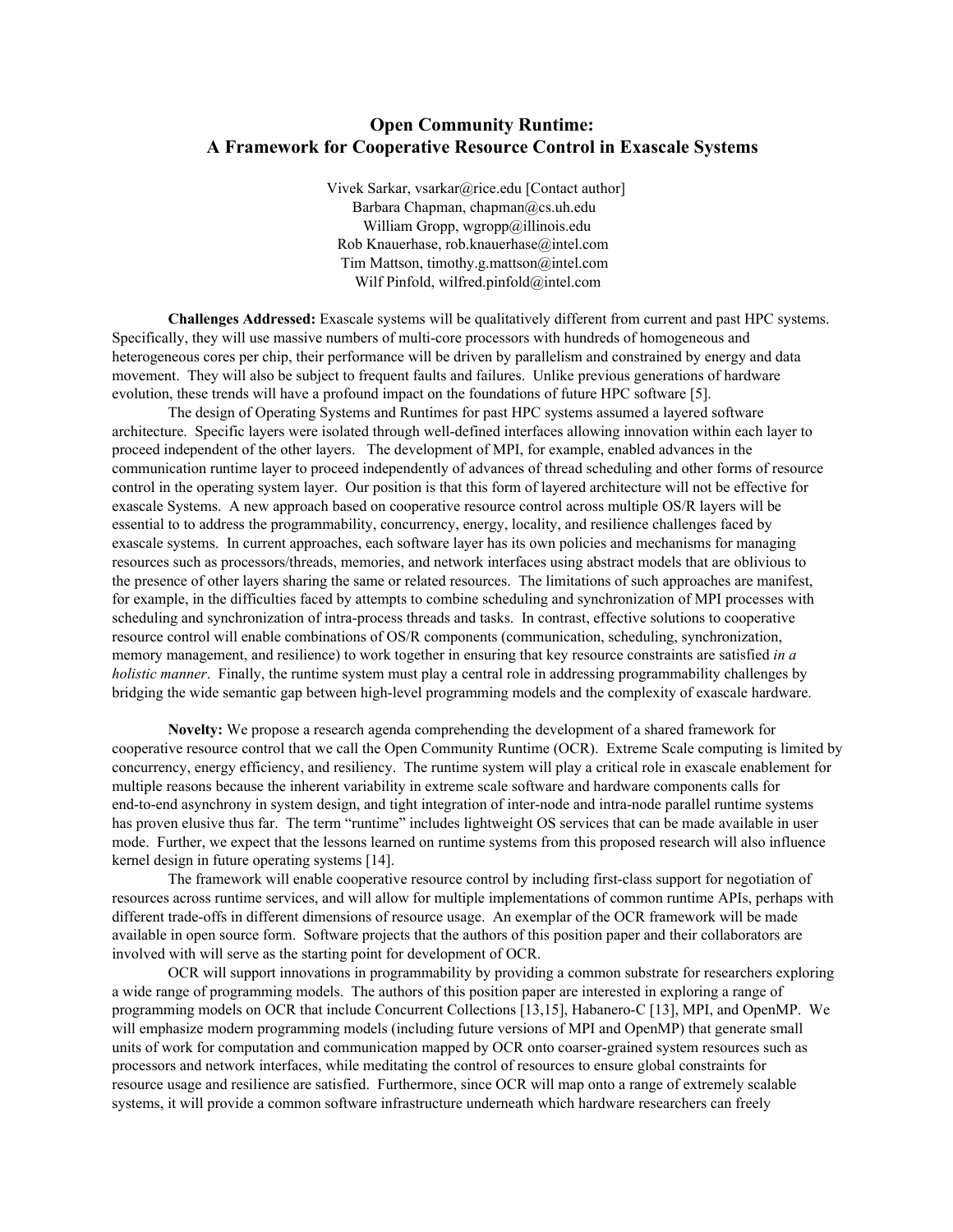# Open Community Runtime:
# A Framework for Cooperative Resource Control in Exascale Systems

Vivek Sarkar, vsarkar@rice.edu [Contact author]
Barbara Chapman, chapman@cs.uh.edu
William Gropp, wgropp@illinois.edu
Rob Knauerhase, rob.knauerhase@intel.com
Tim Mattson, timothy.g.mattson@intel.com
Wilf Pinfold, wilfred.pinfold@intel.com

**Challenges Addressed:** Exascale systems will be qualitatively different from current and past HPC systems. Specifically, they will use massive numbers of multi-core processors with hundreds of homogeneous and heterogeneous cores per chip, their performance will be driven by parallelism and constrained by energy and data movement. They will also be subject to frequent faults and failures. Unlike previous generations of hardware evolution, these trends will have a profound impact on the foundations of future HPC software [5].

The design of Operating Systems and Runtimes for past HPC systems assumed a layered software architecture. Specific layers were isolated through well-defined interfaces allowing innovation within each layer to proceed independent of the other layers. The development of MPI, for example, enabled advances in the communication runtime layer to proceed independently of advances of thread scheduling and other forms of resource control in the operating system layer. Our position is that this form of layered architecture will not be effective for exascale Systems. A new approach based on cooperative resource control across multiple OS/R layers will be essential to to address the programmability, concurrency, energy, locality, and resilience challenges faced by exascale systems. In current approaches, each software layer has its own policies and mechanisms for managing resources such as processors/threads, memories, and network interfaces using abstract models that are oblivious to the presence of other layers sharing the same or related resources. The limitations of such approaches are manifest, for example, in the difficulties faced by attempts to combine scheduling and synchronization of MPI processes with scheduling and synchronization of intra-process threads and tasks. In contrast, effective solutions to cooperative resource control will enable combinations of OS/R components (communication, scheduling, synchronization, memory management, and resilience) to work together in ensuring that key resource constraints are satisfied *in a holistic manner*. Finally, the runtime system must play a central role in addressing programmability challenges by bridging the wide semantic gap between high-level programming models and the complexity of exascale hardware.

**Novelty:** We propose a research agenda comprehending the development of a shared framework for cooperative resource control that we call the Open Community Runtime (OCR). Extreme Scale computing is limited by concurrency, energy efficiency, and resiliency. The runtime system will play a critical role in exascale enablement for multiple reasons because the inherent variability in extreme scale software and hardware components calls for end-to-end asynchrony in system design, and tight integration of inter-node and intra-node parallel runtime systems has proven elusive thus far. The term "runtime" includes lightweight OS services that can be made available in user mode. Further, we expect that the lessons learned on runtime systems from this proposed research will also influence kernel design in future operating systems [14].

The framework will enable cooperative resource control by including first-class support for negotiation of resources across runtime services, and will allow for multiple implementations of common runtime APIs, perhaps with different trade-offs in different dimensions of resource usage. An exemplar of the OCR framework will be made available in open source form. Software projects that the authors of this position paper and their collaborators are involved with will serve as the starting point for development of OCR.

OCR will support innovations in programmability by providing a common substrate for researchers exploring a wide range of programming models. The authors of this position paper are interested in exploring a range of programming models on OCR that include Concurrent Collections [13,15], Habanero-C [13], MPI, and OpenMP. We will emphasize modern programming models (including future versions of MPI and OpenMP) that generate small units of work for computation and communication mapped by OCR onto coarser-grained system resources such as processors and network interfaces, while meditating the control of resources to ensure global constraints for resource usage and resilience are satisfied. Furthermore, since OCR will map onto a range of extremely scalable systems, it will provide a common software infrastructure underneath which hardware researchers can freely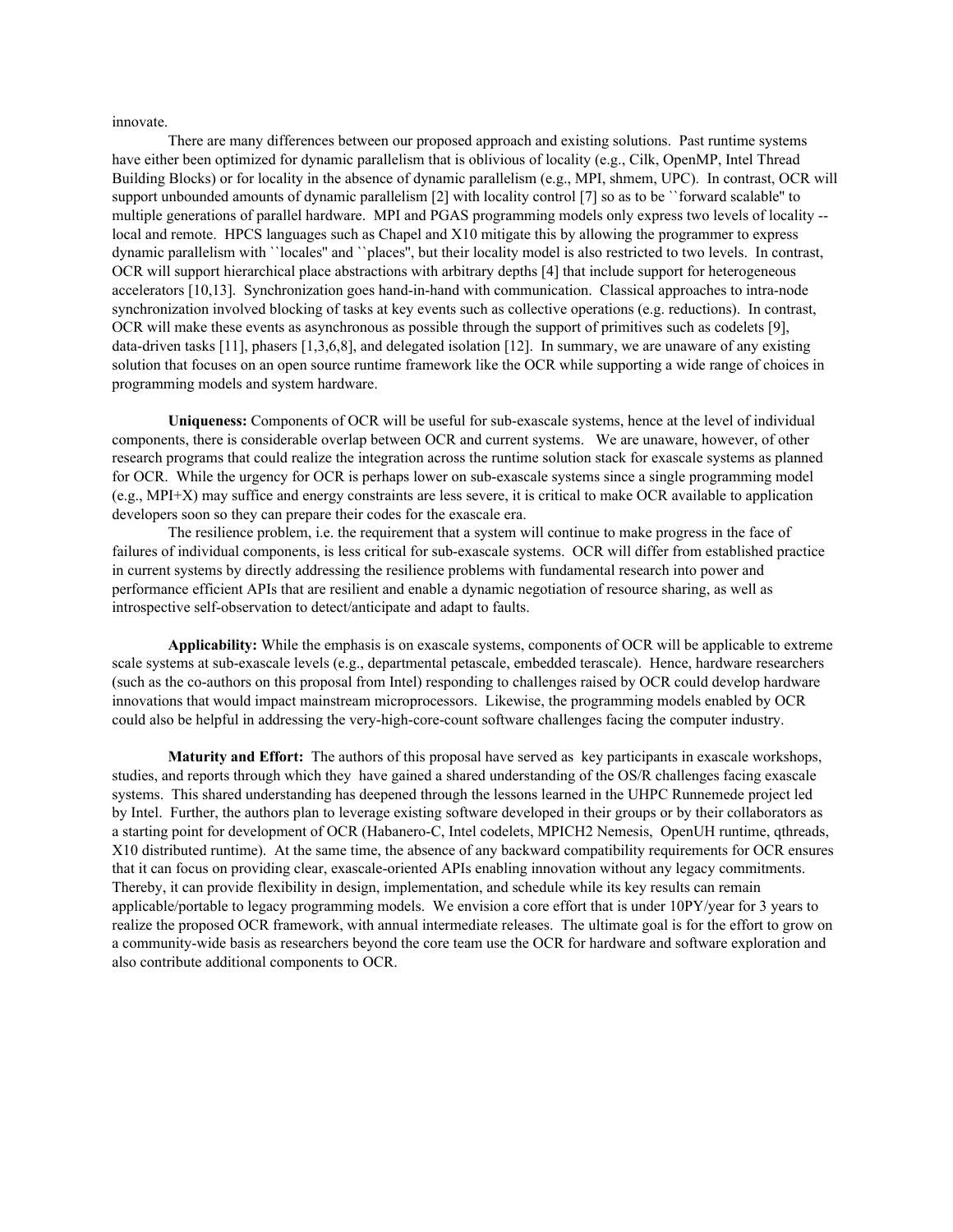innovate.

There are many differences between our proposed approach and existing solutions. Past runtime systems have either been optimized for dynamic parallelism that is oblivious of locality (e.g., Cilk, OpenMP, Intel Thread Building Blocks) or for locality in the absence of dynamic parallelism (e.g., MPI, shmem, UPC). In contrast, OCR will support unbounded amounts of dynamic parallelism [2] with locality control [7] so as to be ``forward scalable'' to multiple generations of parallel hardware. MPI and PGAS programming models only express two levels of locality -- local and remote. HPCS languages such as Chapel and X10 mitigate this by allowing the programmer to express dynamic parallelism with ``locales'' and ``places'', but their locality model is also restricted to two levels. In contrast, OCR will support hierarchical place abstractions with arbitrary depths [4] that include support for heterogeneous accelerators [10,13]. Synchronization goes hand-in-hand with communication. Classical approaches to intra-node synchronization involved blocking of tasks at key events such as collective operations (e.g. reductions). In contrast, OCR will make these events as asynchronous as possible through the support of primitives such as codelets [9], data-driven tasks [11], phasers [1,3,6,8], and delegated isolation [12]. In summary, we are unaware of any existing solution that focuses on an open source runtime framework like the OCR while supporting a wide range of choices in programming models and system hardware.

**Uniqueness:** Components of OCR will be useful for sub-exascale systems, hence at the level of individual components, there is considerable overlap between OCR and current systems. We are unaware, however, of other research programs that could realize the integration across the runtime solution stack for exascale systems as planned for OCR. While the urgency for OCR is perhaps lower on sub-exascale systems since a single programming model (e.g., MPI+X) may suffice and energy constraints are less severe, it is critical to make OCR available to application developers soon so they can prepare their codes for the exascale era.

The resilience problem, i.e. the requirement that a system will continue to make progress in the face of failures of individual components, is less critical for sub-exascale systems. OCR will differ from established practice in current systems by directly addressing the resilience problems with fundamental research into power and performance efficient APIs that are resilient and enable a dynamic negotiation of resource sharing, as well as introspective self-observation to detect/anticipate and adapt to faults.

**Applicability:** While the emphasis is on exascale systems, components of OCR will be applicable to extreme scale systems at sub-exascale levels (e.g., departmental petascale, embedded terascale). Hence, hardware researchers (such as the co-authors on this proposal from Intel) responding to challenges raised by OCR could develop hardware innovations that would impact mainstream microprocessors. Likewise, the programming models enabled by OCR could also be helpful in addressing the very-high-core-count software challenges facing the computer industry.

**Maturity and Effort:** The authors of this proposal have served as key participants in exascale workshops, studies, and reports through which they have gained a shared understanding of the OS/R challenges facing exascale systems. This shared understanding has deepened through the lessons learned in the UHPC Runnemede project led by Intel. Further, the authors plan to leverage existing software developed in their groups or by their collaborators as a starting point for development of OCR (Habanero-C, Intel codelets, MPICH2 Nemesis, OpenUH runtime, qthreads, X10 distributed runtime). At the same time, the absence of any backward compatibility requirements for OCR ensures that it can focus on providing clear, exascale-oriented APIs enabling innovation without any legacy commitments. Thereby, it can provide flexibility in design, implementation, and schedule while its key results can remain applicable/portable to legacy programming models. We envision a core effort that is under 10PY/year for 3 years to realize the proposed OCR framework, with annual intermediate releases. The ultimate goal is for the effort to grow on a community-wide basis as researchers beyond the core team use the OCR for hardware and software exploration and also contribute additional components to OCR.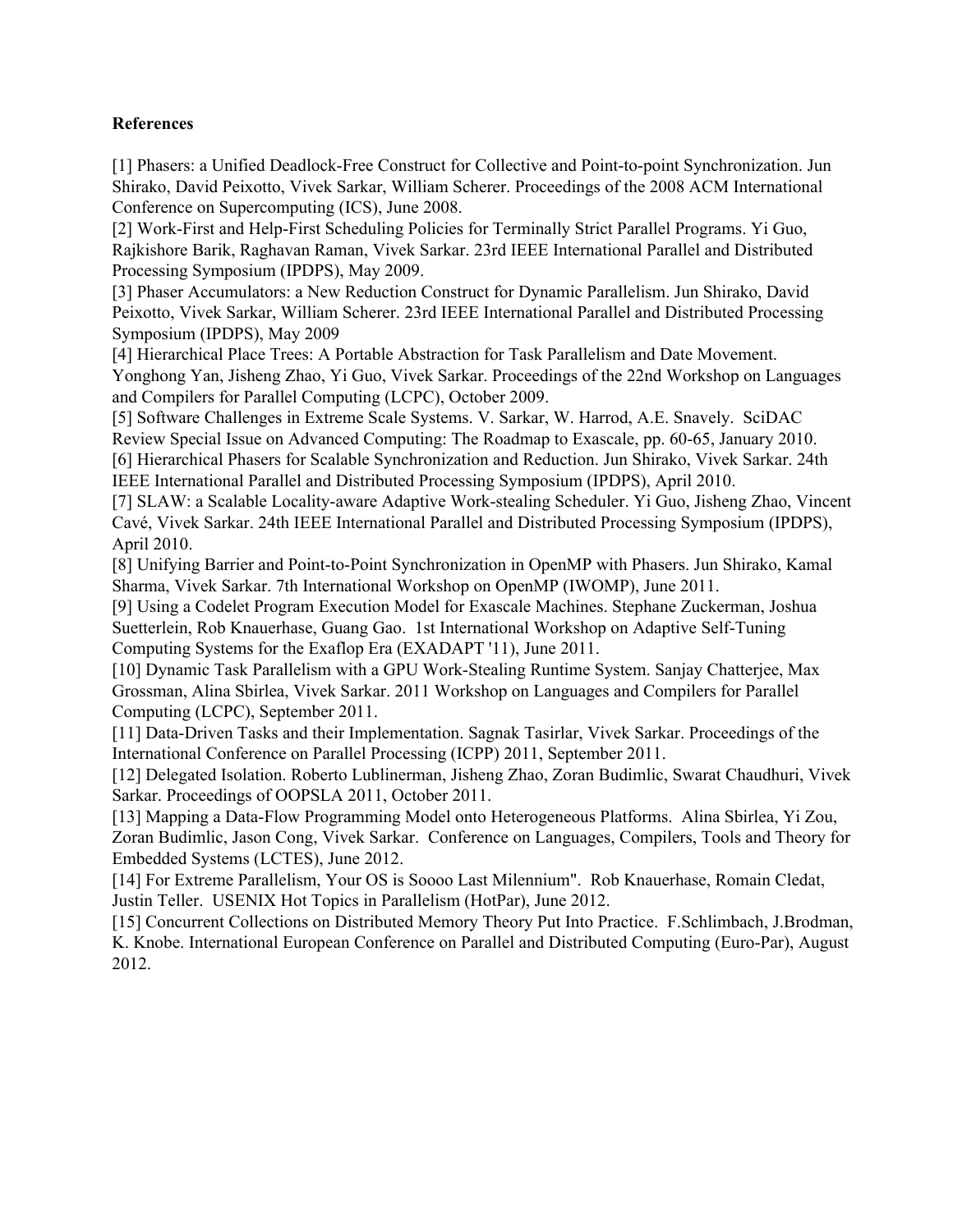**References**

[1] Phasers: a Unified Deadlock-Free Construct for Collective and Point-to-point Synchronization. Jun Shirako, David Peixotto, Vivek Sarkar, William Scherer. Proceedings of the 2008 ACM International Conference on Supercomputing (ICS), June 2008.
[2] Work-First and Help-First Scheduling Policies for Terminally Strict Parallel Programs. Yi Guo, Rajkishore Barik, Raghavan Raman, Vivek Sarkar. 23rd IEEE International Parallel and Distributed Processing Symposium (IPDPS), May 2009.
[3] Phaser Accumulators: a New Reduction Construct for Dynamic Parallelism. Jun Shirako, David Peixotto, Vivek Sarkar, William Scherer. 23rd IEEE International Parallel and Distributed Processing Symposium (IPDPS), May 2009
[4] Hierarchical Place Trees: A Portable Abstraction for Task Parallelism and Date Movement. Yonghong Yan, Jisheng Zhao, Yi Guo, Vivek Sarkar. Proceedings of the 22nd Workshop on Languages and Compilers for Parallel Computing (LCPC), October 2009.
[5] Software Challenges in Extreme Scale Systems. V. Sarkar, W. Harrod, A.E. Snavely. SciDAC Review Special Issue on Advanced Computing: The Roadmap to Exascale, pp. 60-65, January 2010.
[6] Hierarchical Phasers for Scalable Synchronization and Reduction. Jun Shirako, Vivek Sarkar. 24th IEEE International Parallel and Distributed Processing Symposium (IPDPS), April 2010.
[7] SLAW: a Scalable Locality-aware Adaptive Work-stealing Scheduler. Yi Guo, Jisheng Zhao, Vincent Cavé, Vivek Sarkar. 24th IEEE International Parallel and Distributed Processing Symposium (IPDPS), April 2010.
[8] Unifying Barrier and Point-to-Point Synchronization in OpenMP with Phasers. Jun Shirako, Kamal Sharma, Vivek Sarkar. 7th International Workshop on OpenMP (IWOMP), June 2011.
[9] Using a Codelet Program Execution Model for Exascale Machines. Stephane Zuckerman, Joshua Suetterlein, Rob Knauerhase, Guang Gao. 1st International Workshop on Adaptive Self-Tuning Computing Systems for the Exaflop Era (EXADAPT '11), June 2011.
[10] Dynamic Task Parallelism with a GPU Work-Stealing Runtime System. Sanjay Chatterjee, Max Grossman, Alina Sbirlea, Vivek Sarkar. 2011 Workshop on Languages and Compilers for Parallel Computing (LCPC), September 2011.
[11] Data-Driven Tasks and their Implementation. Sagnak Tasirlar, Vivek Sarkar. Proceedings of the International Conference on Parallel Processing (ICPP) 2011, September 2011.
[12] Delegated Isolation. Roberto Lublinerman, Jisheng Zhao, Zoran Budimlic, Swarat Chaudhuri, Vivek Sarkar. Proceedings of OOPSLA 2011, October 2011.
[13] Mapping a Data-Flow Programming Model onto Heterogeneous Platforms. Alina Sbirlea, Yi Zou, Zoran Budimlic, Jason Cong, Vivek Sarkar. Conference on Languages, Compilers, Tools and Theory for Embedded Systems (LCTES), June 2012.
[14] For Extreme Parallelism, Your OS is Soooo Last Milennium". Rob Knauerhase, Romain Cledat, Justin Teller. USENIX Hot Topics in Parallelism (HotPar), June 2012.
[15] Concurrent Collections on Distributed Memory Theory Put Into Practice. F.Schlimbach, J.Brodman, K. Knobe. International European Conference on Parallel and Distributed Computing (Euro-Par), August 2012.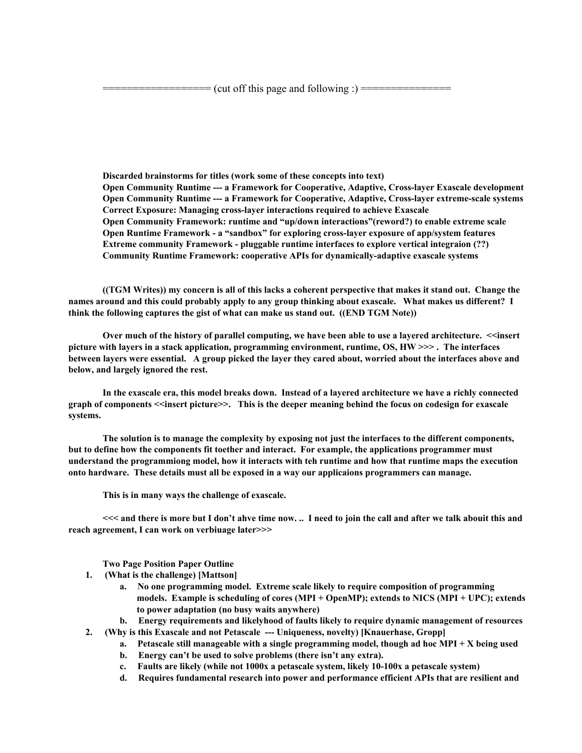================== (cut off this page and following :) ===============

**Discarded brainstorms for titles (work some of these concepts into text)**
**Open Community Runtime --- a Framework for Cooperative, Adaptive, Cross-layer Exascale development**
**Open Community Runtime --- a Framework for Cooperative, Adaptive, Cross-layer extreme-scale systems**
**Correct Exposure: Managing cross-layer interactions required to achieve Exascale**
**Open Community Framework: runtime and "up/down interactions"(reword?) to enable extreme scale**
**Open Runtime Framework - a "sandbox" for exploring cross-layer exposure of app/system features**
**Extreme community Framework - pluggable runtime interfaces to explore vertical integraion (??)**
**Community Runtime Framework: cooperative APIs for dynamically-adaptive exascale systems**

**((TGM Writes)) my concern is all of this lacks a coherent perspective that makes it stand out. Change the names around and this could probably apply to any group thinking about exascale. What makes us different? I think the following captures the gist of what can make us stand out. ((END TGM Note))**

**Over much of the history of parallel computing, we have been able to use a layered architecture. <<insert picture with layers in a stack application, programming environment, runtime, OS, HW >>> . The interfaces between layers were essential. A group picked the layer they cared about, worried about the interfaces above and below, and largely ignored the rest.**

**In the exascale era, this model breaks down. Instead of a layered architecture we have a richly connected graph of components <<insert picture>>. This is the deeper meaning behind the focus on codesign for exascale systems.**

**The solution is to manage the complexity by exposing not just the interfaces to the different components, but to define how the components fit toether and interact. For example, the applications programmer must understand the programmiong model, how it interacts with teh runtime and how that runtime maps the execution onto hardware. These details must all be exposed in a way our applicaions programmers can manage.**

**This is in many ways the challenge of exascale.**

**<<< and there is more but I don't ahve time now. .. I need to join the call and after we talk abouit this and reach agreement, I can work on verbiuage later>>>**

**Two Page Position Paper Outline**

1. **(What is the challenge) [Mattson]**
   a. **No one programming model. Extreme scale likely to require composition of programming models. Example is scheduling of cores (MPI + OpenMP); extends to NICS (MPI + UPC); extends to power adaptation (no busy waits anywhere)**
   b. **Energy requirements and likelyhood of faults likely to require dynamic management of resources**
2. **(Why is this Exascale and not Petascale --- Uniqueness, novelty) [Knauerhase, Gropp]**
   a. **Petascale still manageable with a single programming model, though ad hoc MPI + X being used**
   b. **Energy can't be used to solve problems (there isn't any extra).**
   c. **Faults are likely (while not 1000x a petascale system, likely 10-100x a petascale system)**
   d. **Requires fundamental research into power and performance efficient APIs that are resilient and**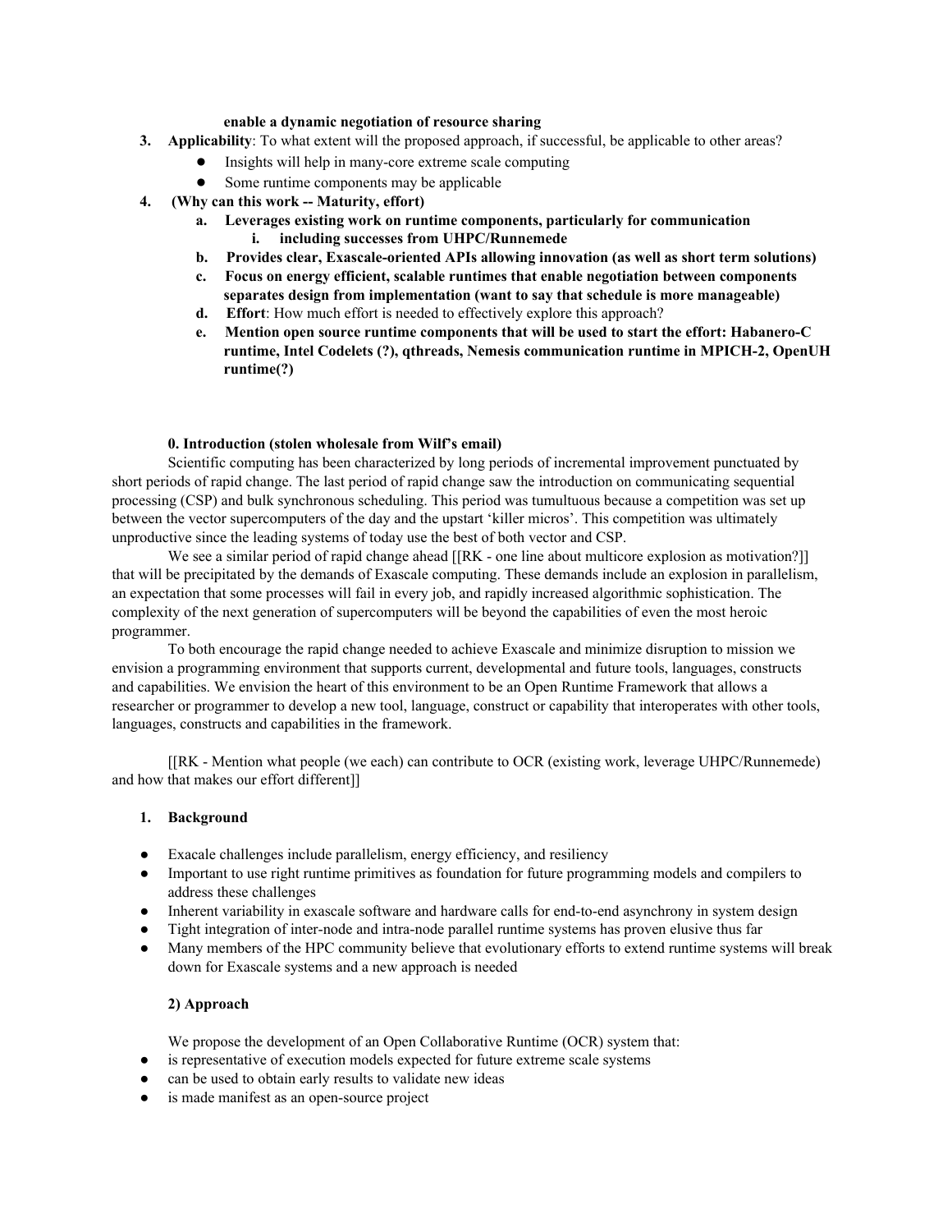**enable a dynamic negotiation of resource sharing**

3. **Applicability**: To what extent will the proposed approach, if successful, be applicable to other areas?
    - Insights will help in many-core extreme scale computing
    - Some runtime components may be applicable
4. **(Why can this work -- Maturity, effort)**
    a. **Leverages existing work on runtime components, particularly for communication**
        i. **including successes from UHPC/Runnemede**
    b. **Provides clear, Exascale-oriented APIs allowing innovation (as well as short term solutions)**
    c. **Focus on energy efficient, scalable runtimes that enable negotiation between components separates design from implementation (want to say that schedule is more manageable)**
    d. **Effort**: How much effort is needed to effectively explore this approach?
    e. **Mention open source runtime components that will be used to start the effort: Habanero-C runtime, Intel Codelets (?), qthreads, Nemesis communication runtime in MPICH-2, OpenUH runtime(?)**

**0. Introduction (stolen wholesale from Wilf's email)**

Scientific computing has been characterized by long periods of incremental improvement punctuated by short periods of rapid change. The last period of rapid change saw the introduction on communicating sequential processing (CSP) and bulk synchronous scheduling. This period was tumultuous because a competition was set up between the vector supercomputers of the day and the upstart 'killer micros'. This competition was ultimately unproductive since the leading systems of today use the best of both vector and CSP.

We see a similar period of rapid change ahead [[RK - one line about multicore explosion as motivation?]] that will be precipitated by the demands of Exascale computing. These demands include an explosion in parallelism, an expectation that some processes will fail in every job, and rapidly increased algorithmic sophistication. The complexity of the next generation of supercomputers will be beyond the capabilities of even the most heroic programmer.

To both encourage the rapid change needed to achieve Exascale and minimize disruption to mission we envision a programming environment that supports current, developmental and future tools, languages, constructs and capabilities. We envision the heart of this environment to be an Open Runtime Framework that allows a researcher or programmer to develop a new tool, language, construct or capability that interoperates with other tools, languages, constructs and capabilities in the framework.

[[RK - Mention what people (we each) can contribute to OCR (existing work, leverage UHPC/Runnemede) and how that makes our effort different]]

**1. Background**

- Exacale challenges include parallelism, energy efficiency, and resiliency
- Important to use right runtime primitives as foundation for future programming models and compilers to address these challenges
- Inherent variability in exascale software and hardware calls for end-to-end asynchrony in system design
- Tight integration of inter-node and intra-node parallel runtime systems has proven elusive thus far
- Many members of the HPC community believe that evolutionary efforts to extend runtime systems will break down for Exascale systems and a new approach is needed

**2) Approach**

We propose the development of an Open Collaborative Runtime (OCR) system that:

- is representative of execution models expected for future extreme scale systems
- can be used to obtain early results to validate new ideas
- is made manifest as an open-source project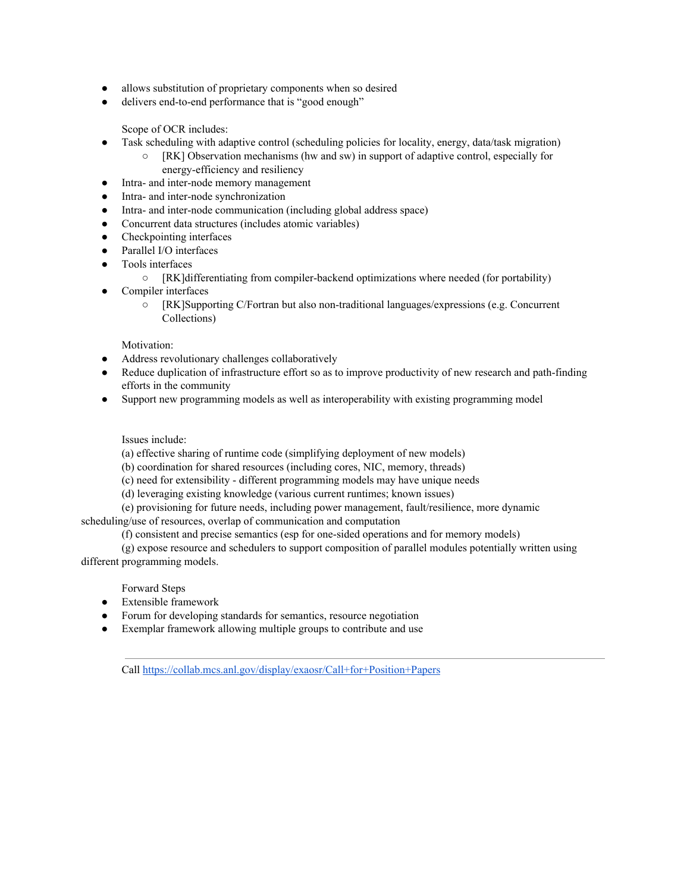- allows substitution of proprietary components when so desired
- delivers end-to-end performance that is "good enough"

Scope of OCR includes:

- Task scheduling with adaptive control (scheduling policies for locality, energy, data/task migration)
  - [RK] Observation mechanisms (hw and sw) in support of adaptive control, especially for energy-efficiency and resiliency
- Intra- and inter-node memory management
- Intra- and inter-node synchronization
- Intra- and inter-node communication (including global address space)
- Concurrent data structures (includes atomic variables)
- Checkpointing interfaces
- Parallel I/O interfaces
- Tools interfaces
  - [RK]differentiating from compiler-backend optimizations where needed (for portability)
- Compiler interfaces
  - [RK]Supporting C/Fortran but also non-traditional languages/expressions (e.g. Concurrent Collections)

Motivation:

- Address revolutionary challenges collaboratively
- Reduce duplication of infrastructure effort so as to improve productivity of new research and path-finding efforts in the community
- Support new programming models as well as interoperability with existing programming model

Issues include:

(a) effective sharing of runtime code (simplifying deployment of new models)
(b) coordination for shared resources (including cores, NIC, memory, threads)
(c) need for extensibility - different programming models may have unique needs
(d) leveraging existing knowledge (various current runtimes; known issues)
(e) provisioning for future needs, including power management, fault/resilience, more dynamic scheduling/use of resources, overlap of communication and computation
(f) consistent and precise semantics (esp for one-sided operations and for memory models)
(g) expose resource and schedulers to support composition of parallel modules potentially written using different programming models.

Forward Steps

- Extensible framework
- Forum for developing standards for semantics, resource negotiation
- Exemplar framework allowing multiple groups to contribute and use

---

Call https://collab.mcs.anl.gov/display/exaosr/Call+for+Position+Papers